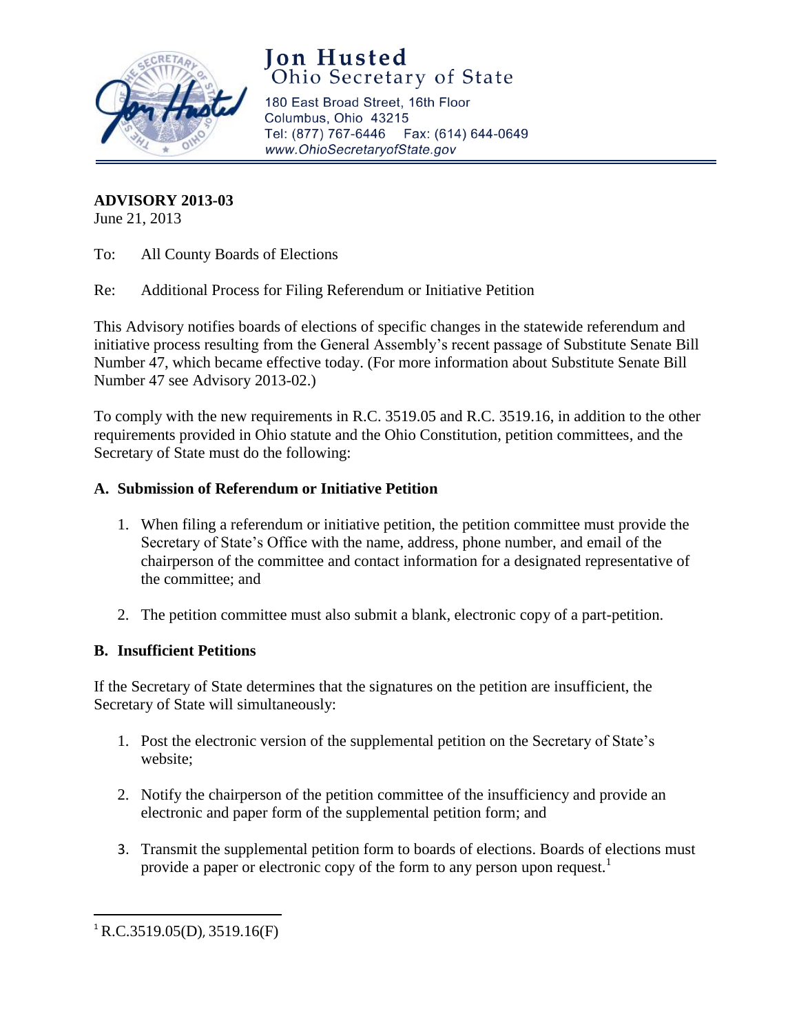# Jon Husted
## Ohio Secretary of State

180 East Broad Street, 16th Floor
Columbus, Ohio 43215
Tel: (877) 767-6446 Fax: (614) 644-0649
*www.OhioSecretaryofState.gov*

**ADVISORY 2013-03**
June 21, 2013

To: All County Boards of Elections

Re: Additional Process for Filing Referendum or Initiative Petition

This Advisory notifies boards of elections of specific changes in the statewide referendum and initiative process resulting from the General Assembly's recent passage of Substitute Senate Bill Number 47, which became effective today. (For more information about Substitute Senate Bill Number 47 see Advisory 2013-02.)

To comply with the new requirements in R.C. 3519.05 and R.C. 3519.16, in addition to the other requirements provided in Ohio statute and the Ohio Constitution, petition committees, and the Secretary of State must do the following:

### A. Submission of Referendum or Initiative Petition

1. When filing a referendum or initiative petition, the petition committee must provide the Secretary of State's Office with the name, address, phone number, and email of the chairperson of the committee and contact information for a designated representative of the committee; and
2. The petition committee must also submit a blank, electronic copy of a part-petition.

### B. Insufficient Petitions

If the Secretary of State determines that the signatures on the petition are insufficient, the Secretary of State will simultaneously:

1. Post the electronic version of the supplemental petition on the Secretary of State's website;
2. Notify the chairperson of the petition committee of the insufficiency and provide an electronic and paper form of the supplemental petition form; and
3. Transmit the supplemental petition form to boards of elections. Boards of elections must provide a paper or electronic copy of the form to any person upon request.[1]

[1] R.C.3519.05(D), 3519.16(F)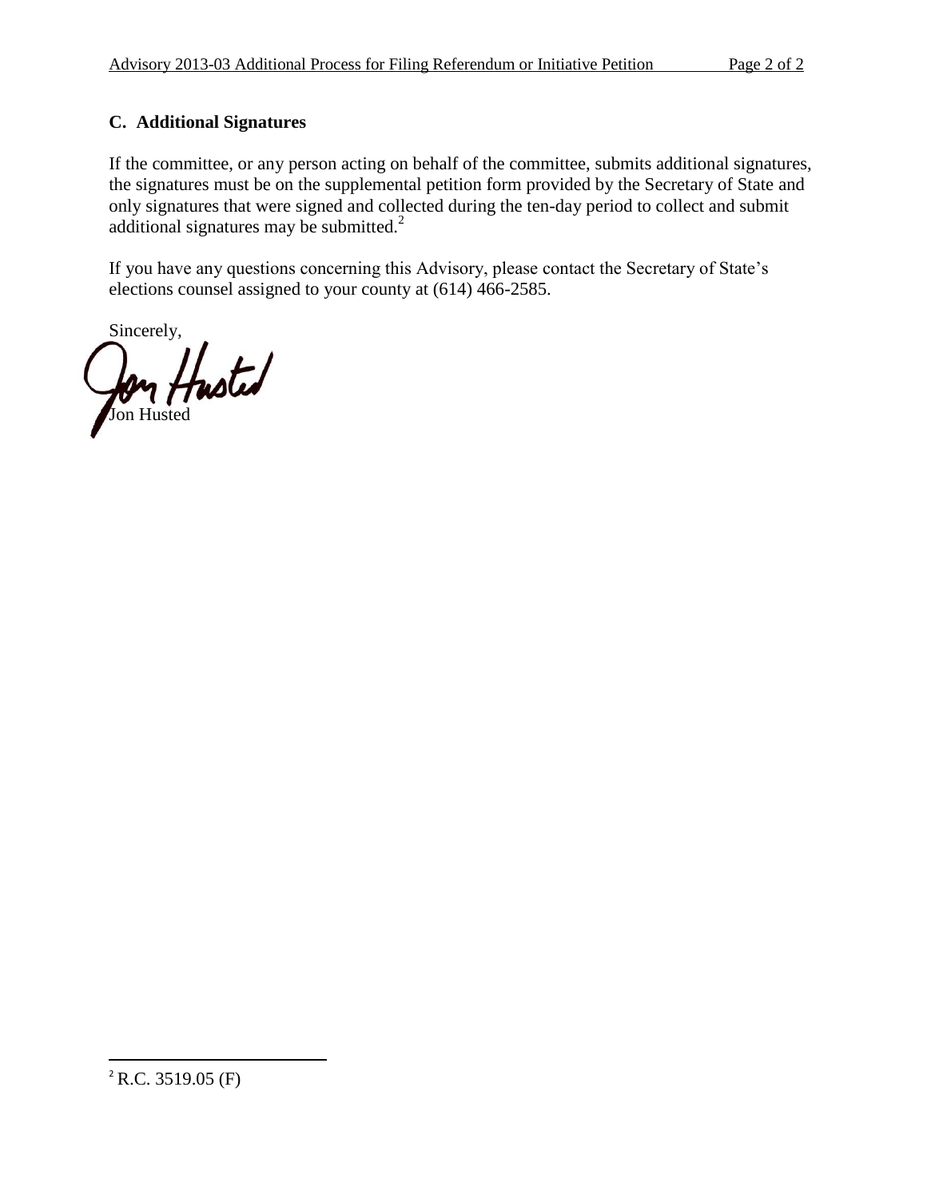### C. Additional Signatures

If the committee, or any person acting on behalf of the committee, submits additional signatures, the signatures must be on the supplemental petition form provided by the Secretary of State and only signatures that were signed and collected during the ten-day period to collect and submit additional signatures may be submitted.[2]

If you have any questions concerning this Advisory, please contact the Secretary of State's elections counsel assigned to your county at (614) 466-2585.

Sincerely,

Jon Husted

---

[2] R.C. 3519.05 (F)